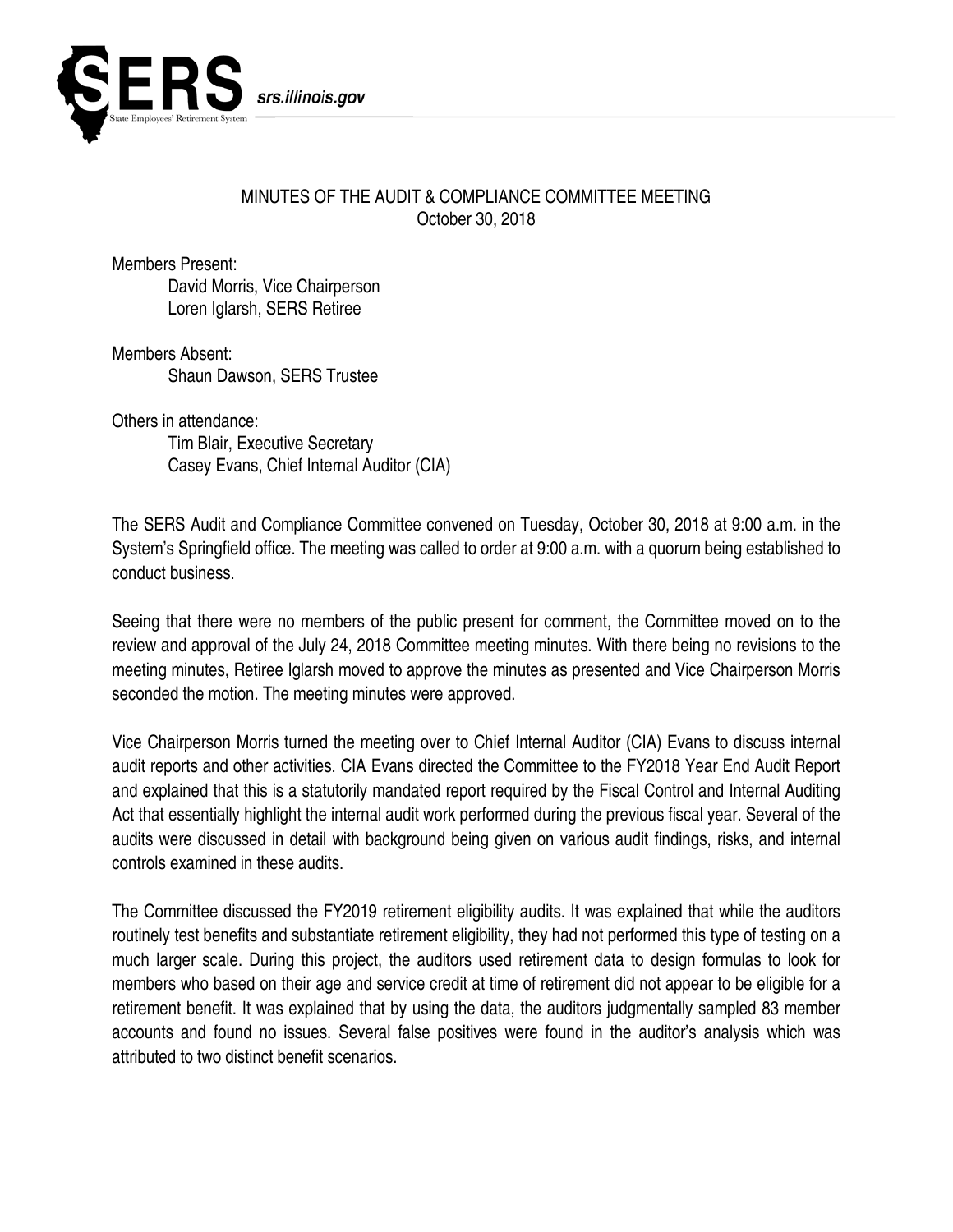# MINUTES OF THE AUDIT & COMPLIANCE COMMITTEE MEETING

October 30, 2018

Members Present:
- David Morris, Vice Chairperson
- Loren Iglarsh, SERS Retiree

Members Absent:
- Shaun Dawson, SERS Trustee

Others in attendance:
- Tim Blair, Executive Secretary
- Casey Evans, Chief Internal Auditor (CIA)

The SERS Audit and Compliance Committee convened on Tuesday, October 30, 2018 at 9:00 a.m. in the System's Springfield office. The meeting was called to order at 9:00 a.m. with a quorum being established to conduct business.

Seeing that there were no members of the public present for comment, the Committee moved on to the review and approval of the July 24, 2018 Committee meeting minutes. With there being no revisions to the meeting minutes, Retiree Iglarsh moved to approve the minutes as presented and Vice Chairperson Morris seconded the motion. The meeting minutes were approved.

Vice Chairperson Morris turned the meeting over to Chief Internal Auditor (CIA) Evans to discuss internal audit reports and other activities. CIA Evans directed the Committee to the FY2018 Year End Audit Report and explained that this is a statutorily mandated report required by the Fiscal Control and Internal Auditing Act that essentially highlight the internal audit work performed during the previous fiscal year. Several of the audits were discussed in detail with background being given on various audit findings, risks, and internal controls examined in these audits.

The Committee discussed the FY2019 retirement eligibility audits. It was explained that while the auditors routinely test benefits and substantiate retirement eligibility, they had not performed this type of testing on a much larger scale. During this project, the auditors used retirement data to design formulas to look for members who based on their age and service credit at time of retirement did not appear to be eligible for a retirement benefit. It was explained that by using the data, the auditors judgmentally sampled 83 member accounts and found no issues. Several false positives were found in the auditor's analysis which was attributed to two distinct benefit scenarios.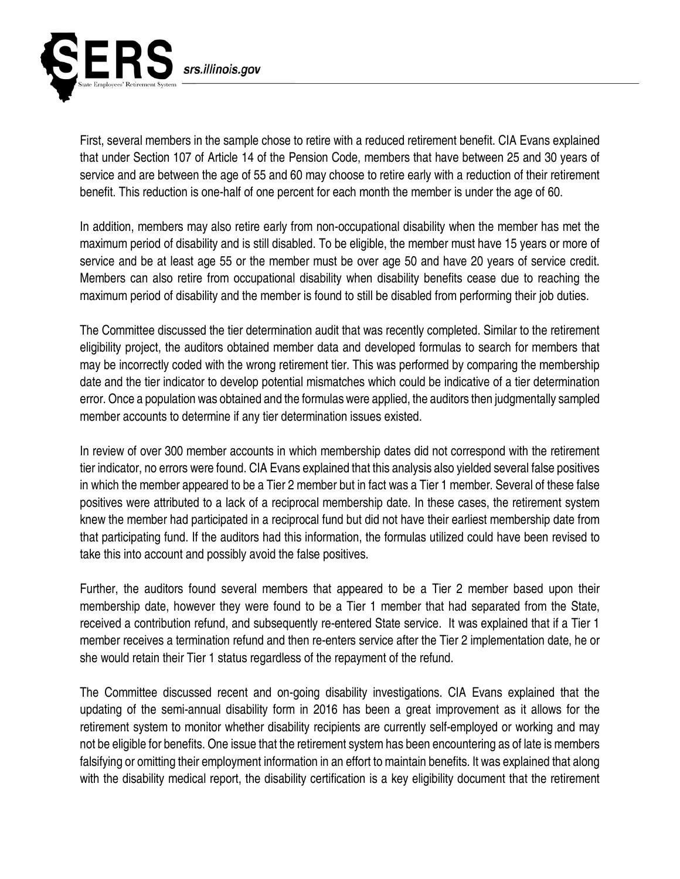First, several members in the sample chose to retire with a reduced retirement benefit. CIA Evans explained that under Section 107 of Article 14 of the Pension Code, members that have between 25 and 30 years of service and are between the age of 55 and 60 may choose to retire early with a reduction of their retirement benefit. This reduction is one-half of one percent for each month the member is under the age of 60.

In addition, members may also retire early from non-occupational disability when the member has met the maximum period of disability and is still disabled. To be eligible, the member must have 15 years or more of service and be at least age 55 or the member must be over age 50 and have 20 years of service credit. Members can also retire from occupational disability when disability benefits cease due to reaching the maximum period of disability and the member is found to still be disabled from performing their job duties.

The Committee discussed the tier determination audit that was recently completed. Similar to the retirement eligibility project, the auditors obtained member data and developed formulas to search for members that may be incorrectly coded with the wrong retirement tier. This was performed by comparing the membership date and the tier indicator to develop potential mismatches which could be indicative of a tier determination error. Once a population was obtained and the formulas were applied, the auditors then judgmentally sampled member accounts to determine if any tier determination issues existed.

In review of over 300 member accounts in which membership dates did not correspond with the retirement tier indicator, no errors were found. CIA Evans explained that this analysis also yielded several false positives in which the member appeared to be a Tier 2 member but in fact was a Tier 1 member. Several of these false positives were attributed to a lack of a reciprocal membership date. In these cases, the retirement system knew the member had participated in a reciprocal fund but did not have their earliest membership date from that participating fund. If the auditors had this information, the formulas utilized could have been revised to take this into account and possibly avoid the false positives.

Further, the auditors found several members that appeared to be a Tier 2 member based upon their membership date, however they were found to be a Tier 1 member that had separated from the State, received a contribution refund, and subsequently re-entered State service. It was explained that if a Tier 1 member receives a termination refund and then re-enters service after the Tier 2 implementation date, he or she would retain their Tier 1 status regardless of the repayment of the refund.

The Committee discussed recent and on-going disability investigations. CIA Evans explained that the updating of the semi-annual disability form in 2016 has been a great improvement as it allows for the retirement system to monitor whether disability recipients are currently self-employed or working and may not be eligible for benefits. One issue that the retirement system has been encountering as of late is members falsifying or omitting their employment information in an effort to maintain benefits. It was explained that along with the disability medical report, the disability certification is a key eligibility document that the retirement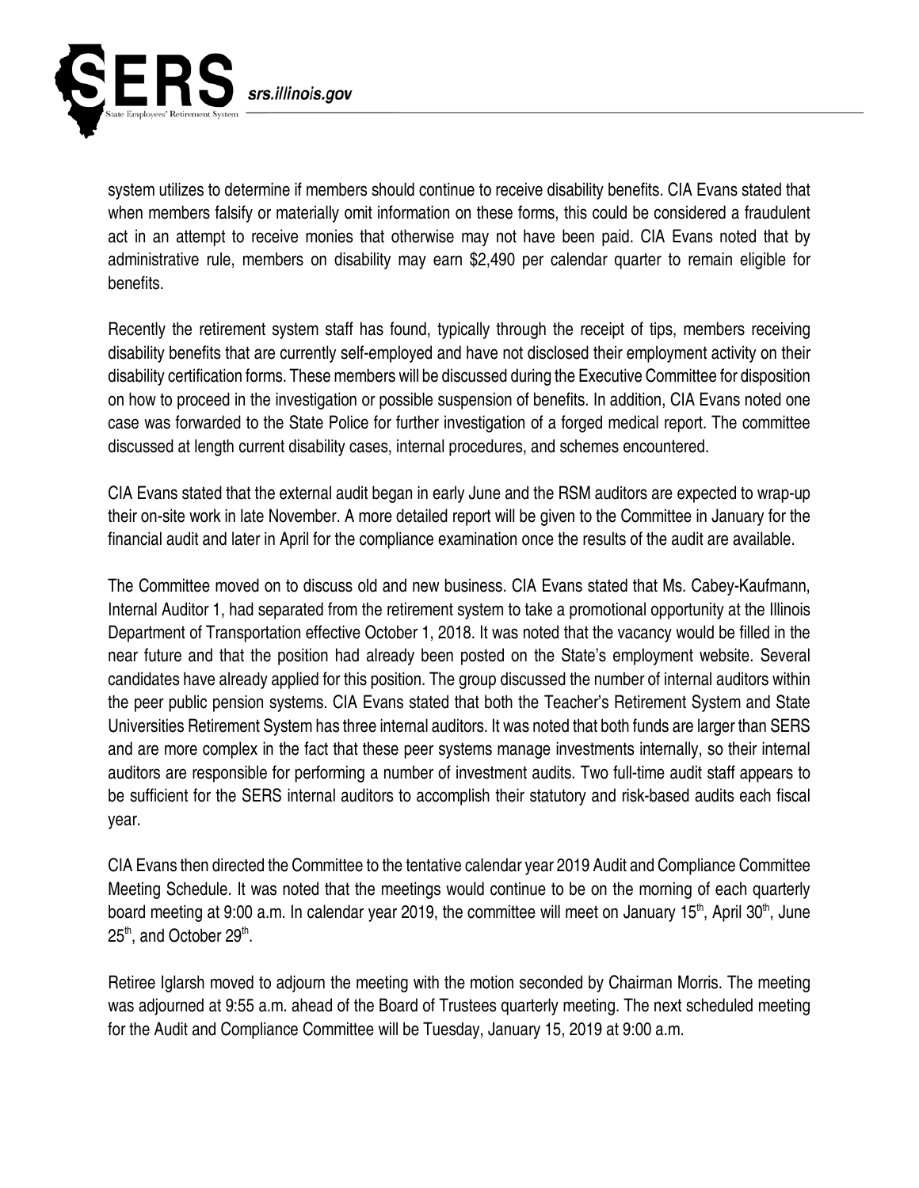system utilizes to determine if members should continue to receive disability benefits. CIA Evans stated that when members falsify or materially omit information on these forms, this could be considered a fraudulent act in an attempt to receive monies that otherwise may not have been paid. CIA Evans noted that by administrative rule, members on disability may earn $2,490 per calendar quarter to remain eligible for benefits.

Recently the retirement system staff has found, typically through the receipt of tips, members receiving disability benefits that are currently self-employed and have not disclosed their employment activity on their disability certification forms. These members will be discussed during the Executive Committee for disposition on how to proceed in the investigation or possible suspension of benefits. In addition, CIA Evans noted one case was forwarded to the State Police for further investigation of a forged medical report. The committee discussed at length current disability cases, internal procedures, and schemes encountered.

CIA Evans stated that the external audit began in early June and the RSM auditors are expected to wrap-up their on-site work in late November. A more detailed report will be given to the Committee in January for the financial audit and later in April for the compliance examination once the results of the audit are available.

The Committee moved on to discuss old and new business. CIA Evans stated that Ms. Cabey-Kaufmann, Internal Auditor 1, had separated from the retirement system to take a promotional opportunity at the Illinois Department of Transportation effective October 1, 2018. It was noted that the vacancy would be filled in the near future and that the position had already been posted on the State's employment website. Several candidates have already applied for this position. The group discussed the number of internal auditors within the peer public pension systems. CIA Evans stated that both the Teacher's Retirement System and State Universities Retirement System has three internal auditors. It was noted that both funds are larger than SERS and are more complex in the fact that these peer systems manage investments internally, so their internal auditors are responsible for performing a number of investment audits. Two full-time audit staff appears to be sufficient for the SERS internal auditors to accomplish their statutory and risk-based audits each fiscal year.

CIA Evans then directed the Committee to the tentative calendar year 2019 Audit and Compliance Committee Meeting Schedule. It was noted that the meetings would continue to be on the morning of each quarterly board meeting at 9:00 a.m. In calendar year 2019, the committee will meet on January 15th, April 30th, June 25th, and October 29th.

Retiree Iglarsh moved to adjourn the meeting with the motion seconded by Chairman Morris. The meeting was adjourned at 9:55 a.m. ahead of the Board of Trustees quarterly meeting. The next scheduled meeting for the Audit and Compliance Committee will be Tuesday, January 15, 2019 at 9:00 a.m.